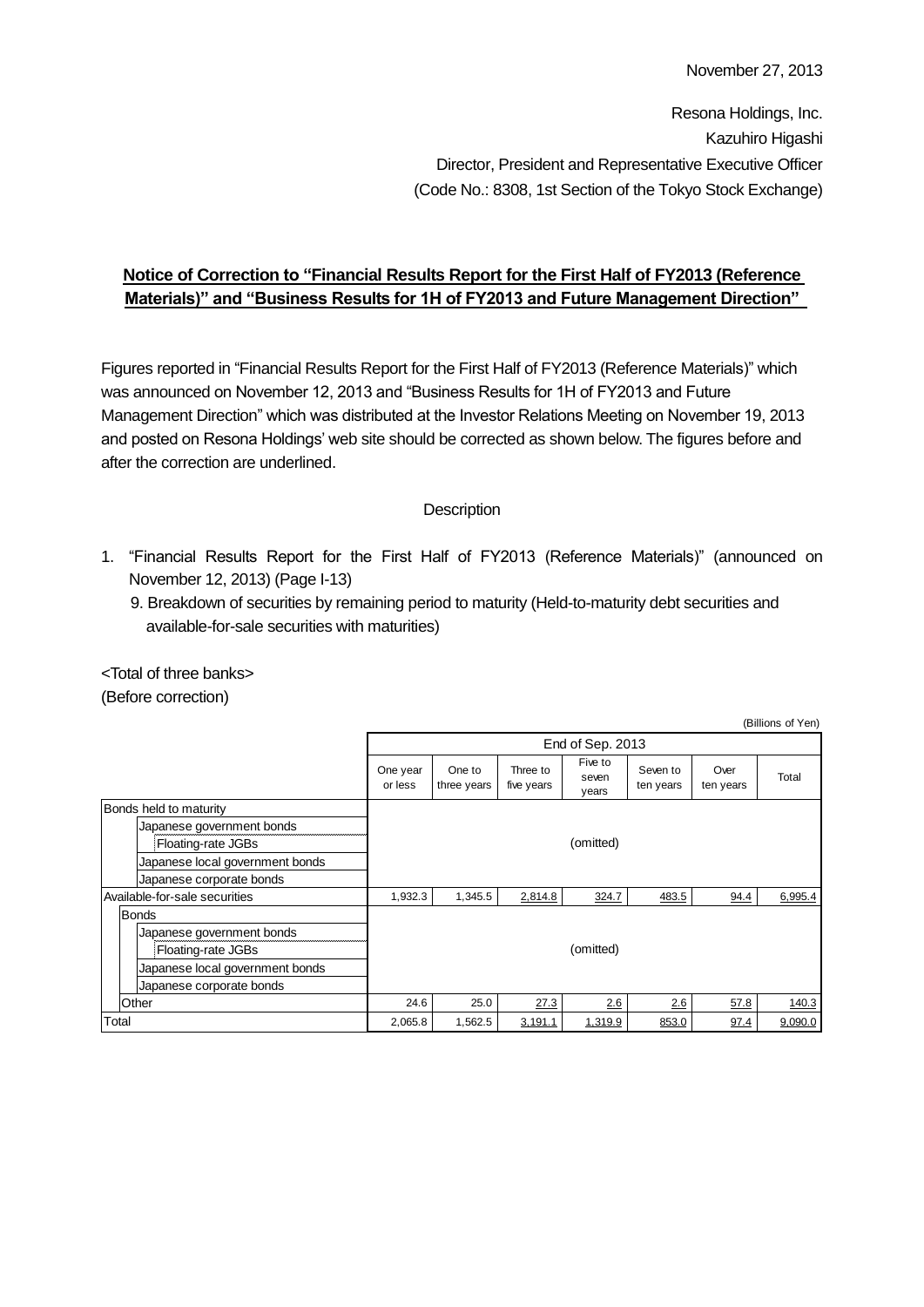November 27, 2013

Resona Holdings, Inc.
Kazuhiro Higashi
Director, President and Representative Executive Officer
(Code No.: 8308, 1st Section of the Tokyo Stock Exchange)

## Notice of Correction to "Financial Results Report for the First Half of FY2013 (Reference Materials)" and "Business Results for 1H of FY2013 and Future Management Direction"

Figures reported in "Financial Results Report for the First Half of FY2013 (Reference Materials)" which was announced on November 12, 2013 and "Business Results for 1H of FY2013 and Future Management Direction" which was distributed at the Investor Relations Meeting on November 19, 2013 and posted on Resona Holdings' web site should be corrected as shown below. The figures before and after the correction are underlined.

Description

1. "Financial Results Report for the First Half of FY2013 (Reference Materials)" (announced on November 12, 2013) (Page I-13)
   9. Breakdown of securities by remaining period to maturity (Held-to-maturity debt securities and available-for-sale securities with maturities)

<Total of three banks>
(Before correction)

(Billions of Yen)

| | End of Sep. 2013 | | | | | | |
|---|---|---|---|---|---|---|---|
| | One year or less | One to three years | Three to five years | Five to seven years | Seven to ten years | Over ten years | Total |
| Bonds held to maturity | (omitted) | | | | | | |
| Japanese government bonds | | | | | | | |
| Floating-rate JGBs | | | | | | | |
| Japanese local government bonds | | | | | | | |
| Japanese corporate bonds | | | | | | | |
| Available-for-sale securities | 1,932.3 | 1,345.5 | <u>2,814.8</u> | <u>324.7</u> | <u>483.5</u> | <u>94.4</u> | <u>6,995.4</u> |
| Bonds | (omitted) | | | | | | |
| Japanese government bonds | | | | | | | |
| Floating-rate JGBs | | | | | | | |
| Japanese local government bonds | | | | | | | |
| Japanese corporate bonds | | | | | | | |
| Other | 24.6 | 25.0 | <u>27.3</u> | <u>2.6</u> | <u>2.6</u> | <u>57.8</u> | <u>140.3</u> |
| Total | 2,065.8 | 1,562.5 | <u>3,191.1</u> | <u>1,319.9</u> | <u>853.0</u> | <u>97.4</u> | <u>9,090.0</u> |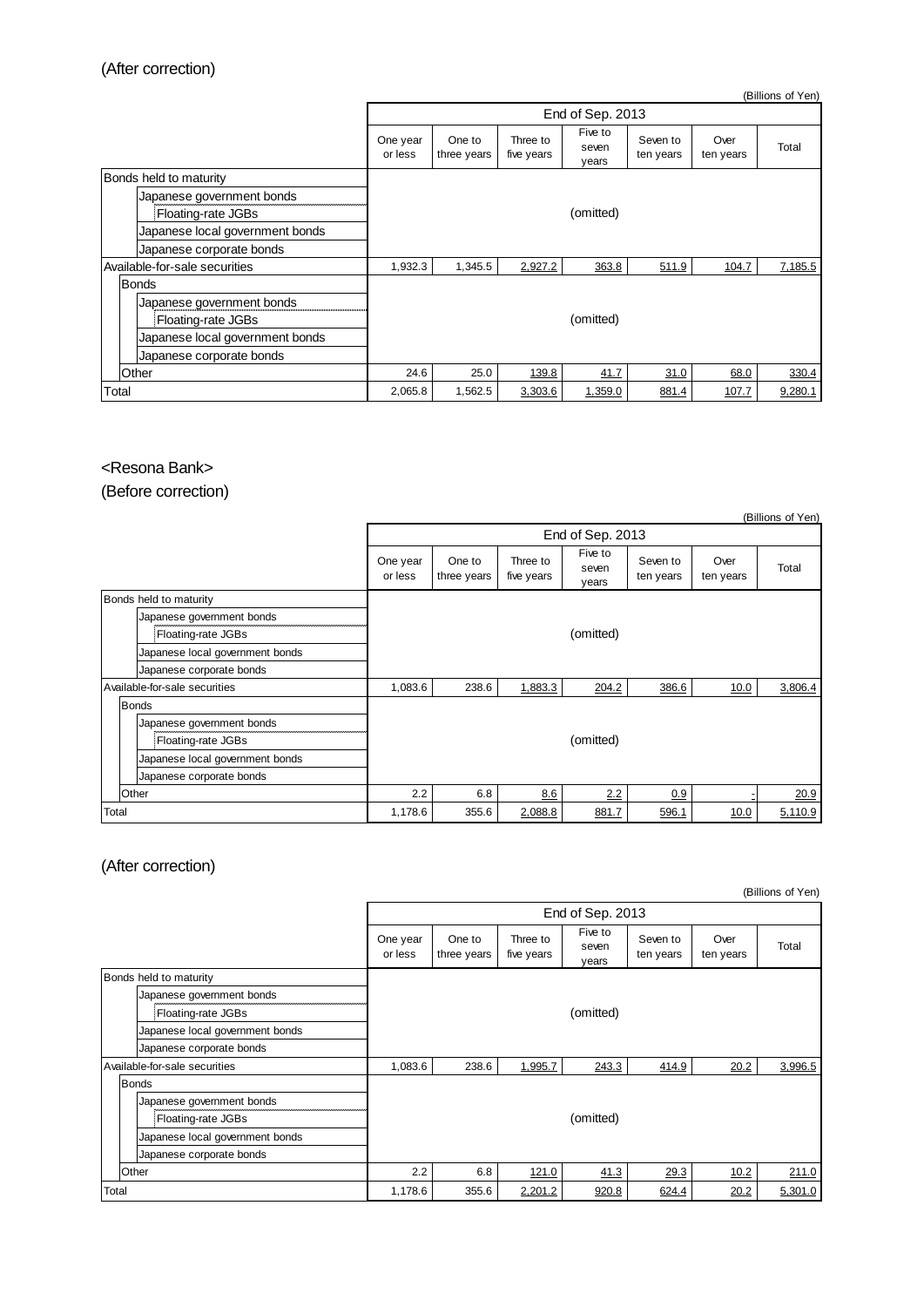(After correction)

(Billions of Yen)

| | End of Sep. 2013 | | | | | | |
|---|---|---|---|---|---|---|---|
| | One year or less | One to three years | Three to five years | Five to seven years | Seven to ten years | Over ten years | Total |
| Bonds held to maturity | (omitted) | | | | | | |
| Japanese government bonds | | | | | | | |
| Floating-rate JGBs | | | | | | | |
| Japanese local government bonds | | | | | | | |
| Japanese corporate bonds | | | | | | | |
| Available-for-sale securities | 1,932.3 | 1,345.5 | 2,927.2 | 363.8 | 511.9 | 104.7 | 7,185.5 |
| Bonds | (omitted) | | | | | | |
| Japanese government bonds | | | | | | | |
| Floating-rate JGBs | | | | | | | |
| Japanese local government bonds | | | | | | | |
| Japanese corporate bonds | | | | | | | |
| Other | 24.6 | 25.0 | 139.8 | 41.7 | 31.0 | 68.0 | 330.4 |
| Total | 2,065.8 | 1,562.5 | 3,303.6 | 1,359.0 | 881.4 | 107.7 | 9,280.1 |

<Resona Bank>

(Before correction)

(Billions of Yen)

| | End of Sep. 2013 | | | | | | |
|---|---|---|---|---|---|---|---|
| | One year or less | One to three years | Three to five years | Five to seven years | Seven to ten years | Over ten years | Total |
| Bonds held to maturity | (omitted) | | | | | | |
| Japanese government bonds | | | | | | | |
| Floating-rate JGBs | | | | | | | |
| Japanese local government bonds | | | | | | | |
| Japanese corporate bonds | | | | | | | |
| Available-for-sale securities | 1,083.6 | 238.6 | 1,883.3 | 204.2 | 386.6 | 10.0 | 3,806.4 |
| Bonds | (omitted) | | | | | | |
| Japanese government bonds | | | | | | | |
| Floating-rate JGBs | | | | | | | |
| Japanese local government bonds | | | | | | | |
| Japanese corporate bonds | | | | | | | |
| Other | 2.2 | 6.8 | 8.6 | 2.2 | 0.9 | - | 20.9 |
| Total | 1,178.6 | 355.6 | 2,088.8 | 881.7 | 596.1 | 10.0 | 5,110.9 |

(After correction)

(Billions of Yen)

| | End of Sep. 2013 | | | | | | |
|---|---|---|---|---|---|---|---|
| | One year or less | One to three years | Three to five years | Five to seven years | Seven to ten years | Over ten years | Total |
| Bonds held to maturity | (omitted) | | | | | | |
| Japanese government bonds | | | | | | | |
| Floating-rate JGBs | | | | | | | |
| Japanese local government bonds | | | | | | | |
| Japanese corporate bonds | | | | | | | |
| Available-for-sale securities | 1,083.6 | 238.6 | 1,995.7 | 243.3 | 414.9 | 20.2 | 3,996.5 |
| Bonds | (omitted) | | | | | | |
| Japanese government bonds | | | | | | | |
| Floating-rate JGBs | | | | | | | |
| Japanese local government bonds | | | | | | | |
| Japanese corporate bonds | | | | | | | |
| Other | 2.2 | 6.8 | 121.0 | 41.3 | 29.3 | 10.2 | 211.0 |
| Total | 1,178.6 | 355.6 | 2,201.2 | 920.8 | 624.4 | 20.2 | 5,301.0 |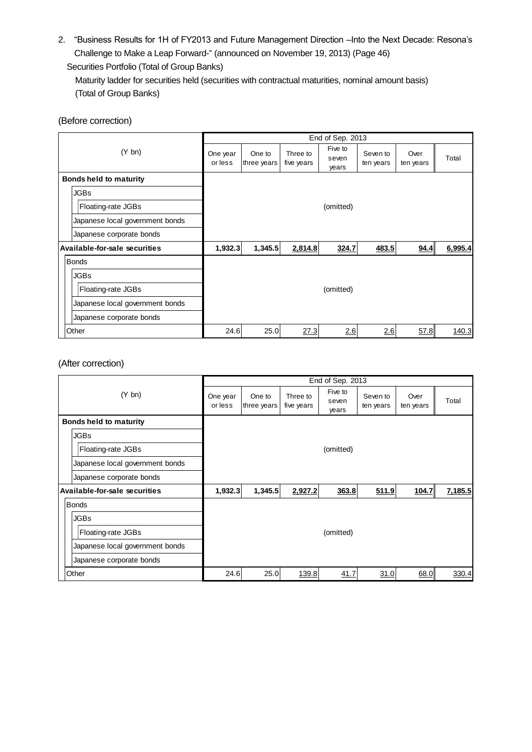2. “Business Results for 1H of FY2013 and Future Management Direction –Into the Next Decade: Resona’s Challenge to Make a Leap Forward-“ (announced on November 19, 2013) (Page 46)

Securities Portfolio (Total of Group Banks)

Maturity ladder for securities held (securities with contractual maturities, nominal amount basis) (Total of Group Banks)

(Before correction)

| (Y bn) | End of Sep. 2013 | | | | | | |
|---|---|---|---|---|---|---|---|
| | One year or less | One to three years | Three to five years | Five to seven years | Seven to ten years | Over ten years | Total |
| **Bonds held to maturity** | (omitted) | | | | | | |
| JGBs | | | | | | | |
| Floating-rate JGBs | | | | | | | |
| Japanese local government bonds | | | | | | | |
| Japanese corporate bonds | | | | | | | |
| **Available-for-sale securities** | **1,932.3** | **1,345.5** | **2,814.8** | **324.7** | **483.5** | **94.4** | **6,995.4** |
| Bonds | (omitted) | | | | | | |
| JGBs | | | | | | | |
| Floating-rate JGBs | | | | | | | |
| Japanese local government bonds | | | | | | | |
| Japanese corporate bonds | | | | | | | |
| Other | 24.6 | 25.0 | 27.3 | 2.6 | 2.6 | 57.8 | 140.3 |

(After correction)

| (Y bn) | End of Sep. 2013 | | | | | | |
|---|---|---|---|---|---|---|---|
| | One year or less | One to three years | Three to five years | Five to seven years | Seven to ten years | Over ten years | Total |
| **Bonds held to maturity** | (omitted) | | | | | | |
| JGBs | | | | | | | |
| Floating-rate JGBs | | | | | | | |
| Japanese local government bonds | | | | | | | |
| Japanese corporate bonds | | | | | | | |
| **Available-for-sale securities** | **1,932.3** | **1,345.5** | **2,927.2** | **363.8** | **511.9** | **104.7** | **7,185.5** |
| Bonds | (omitted) | | | | | | |
| JGBs | | | | | | | |
| Floating-rate JGBs | | | | | | | |
| Japanese local government bonds | | | | | | | |
| Japanese corporate bonds | | | | | | | |
| Other | 24.6 | 25.0 | 139.8 | 41.7 | 31.0 | 68.0 | 330.4 |